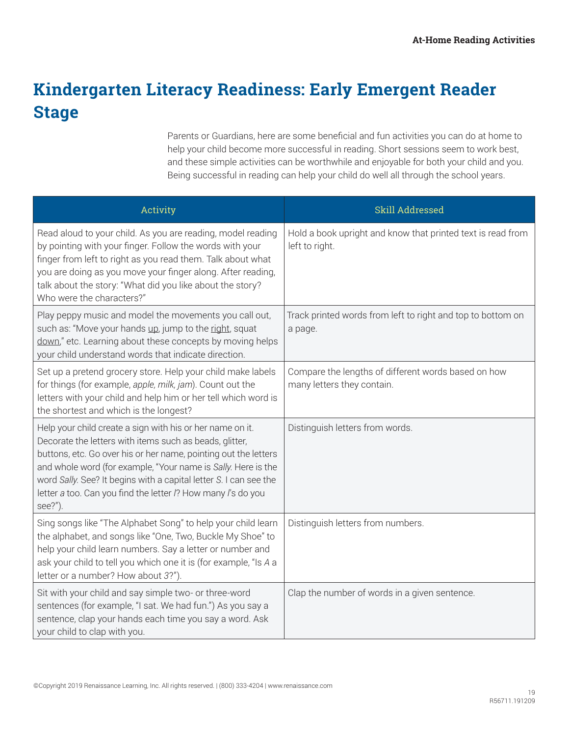# Kindergarten Literacy Readiness: Early Emergent Reader Stage

Parents or Guardians, here are some beneficial and fun activities you can do at home to help your child become more successful in reading. Short sessions seem to work best, and these simple activities can be worthwhile and enjoyable for both your child and you. Being successful in reading can help your child do well all through the school years.

| Activity | Skill Addressed |
| --- | --- |
| Read aloud to your child. As you are reading, model reading by pointing with your finger. Follow the words with your finger from left to right as you read them. Talk about what you are doing as you move your finger along. After reading, talk about the story: "What did you like about the story? Who were the characters?" | Hold a book upright and know that printed text is read from left to right. |
| Play peppy music and model the movements you call out, such as: "Move your hands <u>up</u>, jump to the <u>right</u>, squat <u>down</u>," etc. Learning about these concepts by moving helps your child understand words that indicate direction. | Track printed words from left to right and top to bottom on a page. |
| Set up a pretend grocery store. Help your child make labels for things (for example, *apple, milk, jam*). Count out the letters with your child and help him or her tell which word is the shortest and which is the longest? | Compare the lengths of different words based on how many letters they contain. |
| Help your child create a sign with his or her name on it. Decorate the letters with items such as beads, glitter, buttons, etc. Go over his or her name, pointing out the letters and whole word (for example, "Your name is *Sally*. Here is the word *Sally*. See? It begins with a capital letter *S*. I can see the letter *a* too. Can you find the letter *l*? How many *l*'s do you see?"). | Distinguish letters from words. |
| Sing songs like "The Alphabet Song" to help your child learn the alphabet, and songs like "One, Two, Buckle My Shoe" to help your child learn numbers. Say a letter or number and ask your child to tell you which one it is (for example, "Is *A* a letter or a number? How about *3*?"). | Distinguish letters from numbers. |
| Sit with your child and say simple two- or three-word sentences (for example, "I sat. We had fun.") As you say a sentence, clap your hands each time you say a word. Ask your child to clap with you. | Clap the number of words in a given sentence. |

©Copyright 2019 Renaissance Learning, Inc. All rights reserved. | (800) 333-4204 | www.renaissance.com

R56711.191209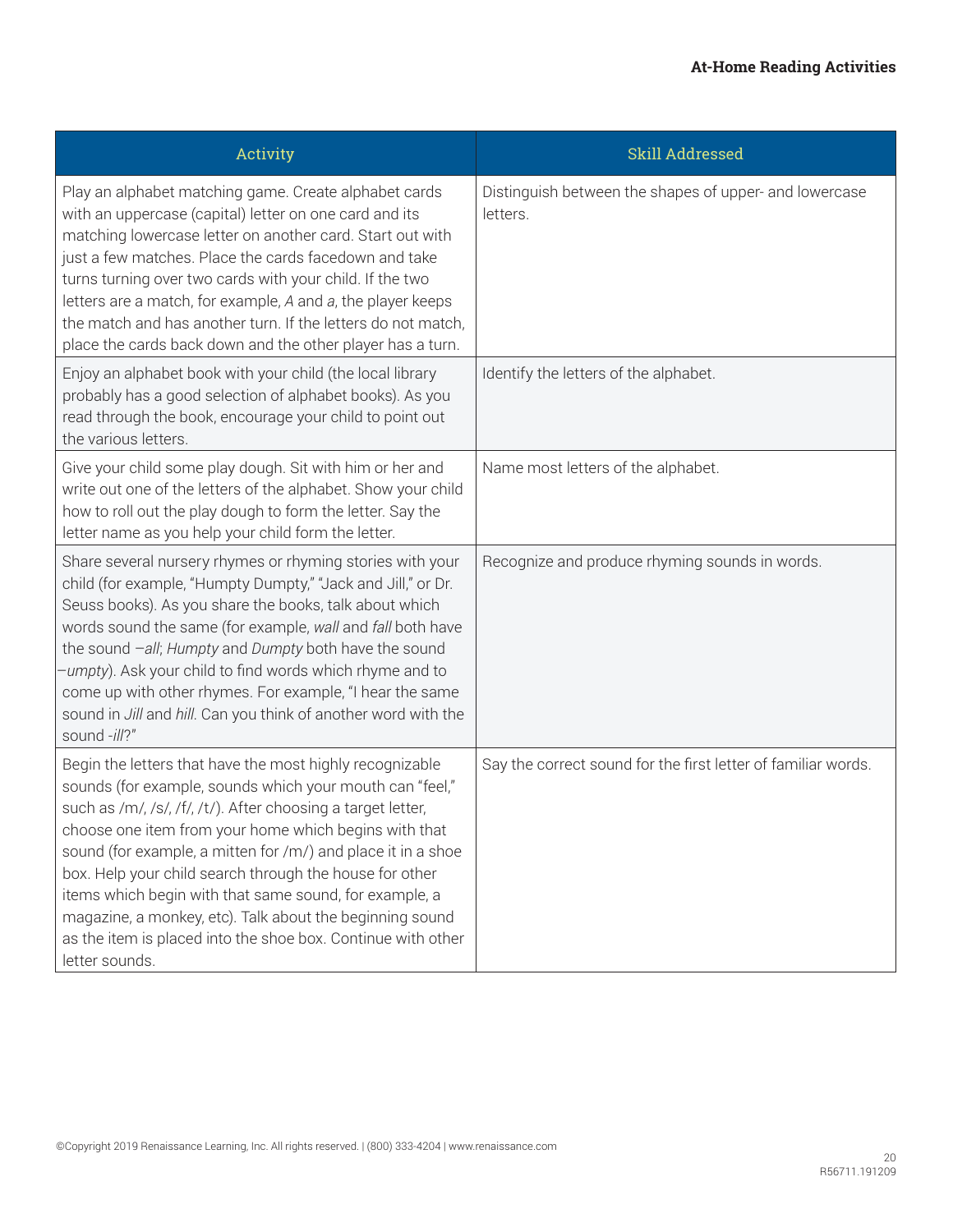| Activity | Skill Addressed |
| --- | --- |
| Play an alphabet matching game. Create alphabet cards with an uppercase (capital) letter on one card and its matching lowercase letter on another card. Start out with just a few matches. Place the cards facedown and take turns turning over two cards with your child. If the two letters are a match, for example, *A* and *a*, the player keeps the match and has another turn. If the letters do not match, place the cards back down and the other player has a turn. | Distinguish between the shapes of upper- and lowercase letters. |
| Enjoy an alphabet book with your child (the local library probably has a good selection of alphabet books). As you read through the book, encourage your child to point out the various letters. | Identify the letters of the alphabet. |
| Give your child some play dough. Sit with him or her and write out one of the letters of the alphabet. Show your child how to roll out the play dough to form the letter. Say the letter name as you help your child form the letter. | Name most letters of the alphabet. |
| Share several nursery rhymes or rhyming stories with your child (for example, "Humpty Dumpty," "Jack and Jill," or Dr. Seuss books). As you share the books, talk about which words sound the same (for example, *wall* and *fall* both have the sound *–all*; *Humpty* and *Dumpty* both have the sound *–umpty*). Ask your child to find words which rhyme and to come up with other rhymes. For example, "I hear the same sound in *Jill* and *hill*. Can you think of another word with the sound *-ill*?" | Recognize and produce rhyming sounds in words. |
| Begin the letters that have the most highly recognizable sounds (for example, sounds which your mouth can "feel," such as /m/, /s/, /f/, /t/). After choosing a target letter, choose one item from your home which begins with that sound (for example, a mitten for /m/) and place it in a shoe box. Help your child search through the house for other items which begin with that same sound, for example, a magazine, a monkey, etc). Talk about the beginning sound as the item is placed into the shoe box. Continue with other letter sounds. | Say the correct sound for the first letter of familiar words. |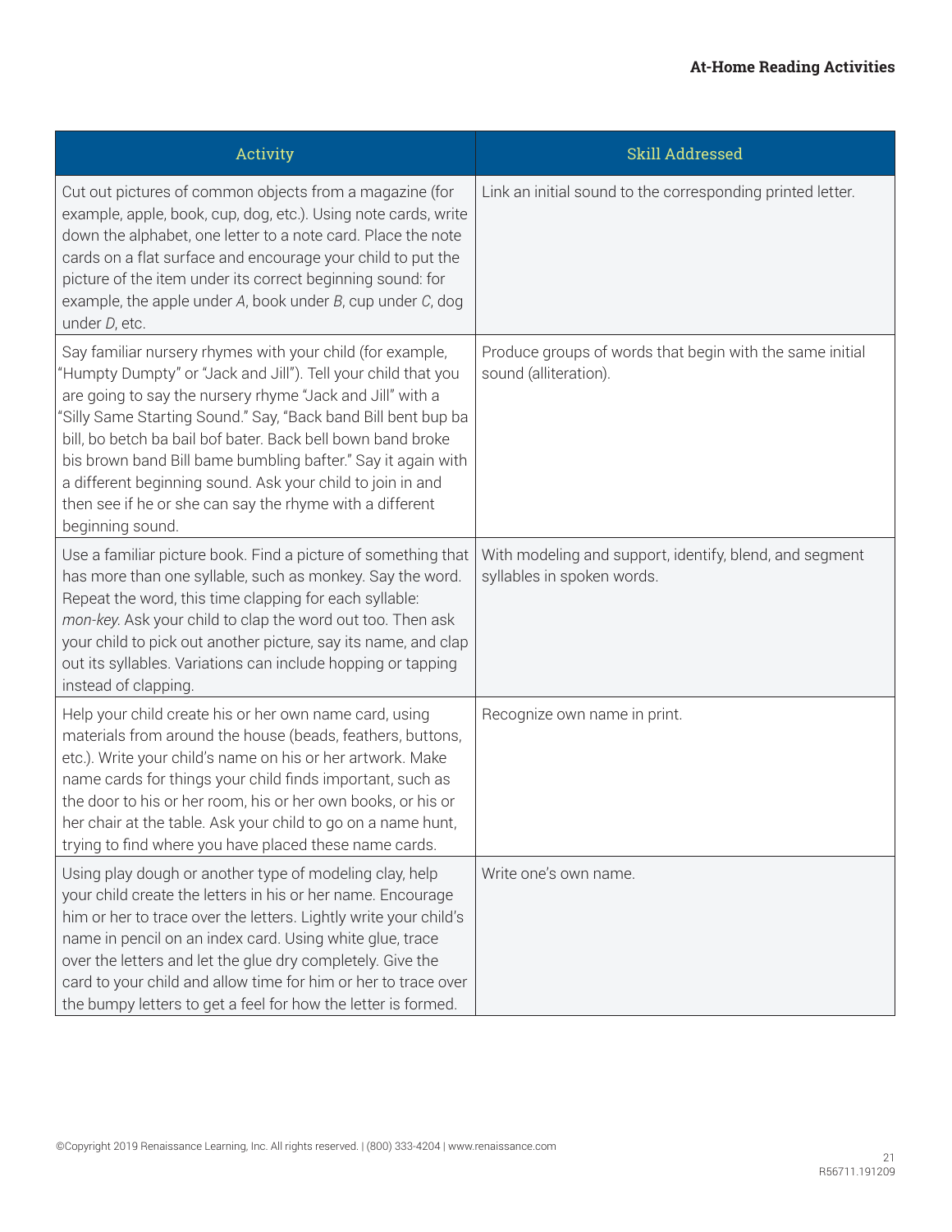| Activity | Skill Addressed |
| --- | --- |
| Cut out pictures of common objects from a magazine (for example, apple, book, cup, dog, etc.). Using note cards, write down the alphabet, one letter to a note card. Place the note cards on a flat surface and encourage your child to put the picture of the item under its correct beginning sound: for example, the apple under *A*, book under *B*, cup under *C*, dog under *D*, etc. | Link an initial sound to the corresponding printed letter. |
| Say familiar nursery rhymes with your child (for example, "Humpty Dumpty" or "Jack and Jill"). Tell your child that you are going to say the nursery rhyme "Jack and Jill" with a "Silly Same Starting Sound." Say, "Back band Bill bent bup ba bill, bo betch ba bail bof bater. Back bell bown band broke bis brown band Bill bame bumbling bafter." Say it again with a different beginning sound. Ask your child to join in and then see if he or she can say the rhyme with a different beginning sound. | Produce groups of words that begin with the same initial sound (alliteration). |
| Use a familiar picture book. Find a picture of something that has more than one syllable, such as monkey. Say the word. Repeat the word, this time clapping for each syllable: *mon-key*. Ask your child to clap the word out too. Then ask your child to pick out another picture, say its name, and clap out its syllables. Variations can include hopping or tapping instead of clapping. | With modeling and support, identify, blend, and segment syllables in spoken words. |
| Help your child create his or her own name card, using materials from around the house (beads, feathers, buttons, etc.). Write your child's name on his or her artwork. Make name cards for things your child finds important, such as the door to his or her room, his or her own books, or his or her chair at the table. Ask your child to go on a name hunt, trying to find where you have placed these name cards. | Recognize own name in print. |
| Using play dough or another type of modeling clay, help your child create the letters in his or her name. Encourage him or her to trace over the letters. Lightly write your child's name in pencil on an index card. Using white glue, trace over the letters and let the glue dry completely. Give the card to your child and allow time for him or her to trace over the bumpy letters to get a feel for how the letter is formed. | Write one's own name. |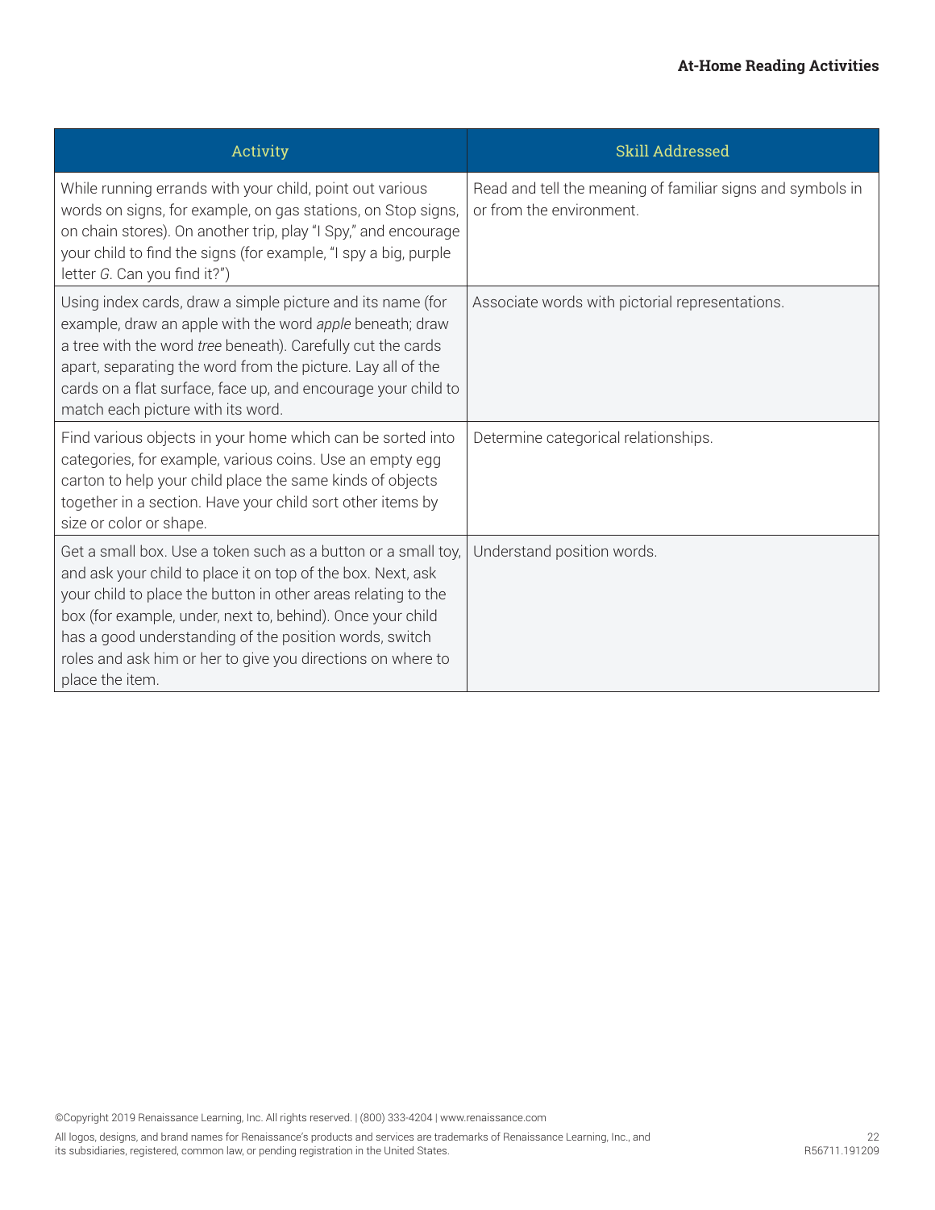| Activity | Skill Addressed |
|---|---|
| While running errands with your child, point out various words on signs, for example, on gas stations, on Stop signs, on chain stores). On another trip, play "I Spy," and encourage your child to find the signs (for example, "I spy a big, purple letter *G*. Can you find it?") | Read and tell the meaning of familiar signs and symbols in or from the environment. |
| Using index cards, draw a simple picture and its name (for example, draw an apple with the word *apple* beneath; draw a tree with the word *tree* beneath). Carefully cut the cards apart, separating the word from the picture. Lay all of the cards on a flat surface, face up, and encourage your child to match each picture with its word. | Associate words with pictorial representations. |
| Find various objects in your home which can be sorted into categories, for example, various coins. Use an empty egg carton to help your child place the same kinds of objects together in a section. Have your child sort other items by size or color or shape. | Determine categorical relationships. |
| Get a small box. Use a token such as a button or a small toy, and ask your child to place it on top of the box. Next, ask your child to place the button in other areas relating to the box (for example, under, next to, behind). Once your child has a good understanding of the position words, switch roles and ask him or her to give you directions on where to place the item. | Understand position words. |

©Copyright 2019 Renaissance Learning, Inc. All rights reserved. | (800) 333-4204 | www.renaissance.com

All logos, designs, and brand names for Renaissance's products and services are trademarks of Renaissance Learning, Inc., and its subsidiaries, registered, common law, or pending registration in the United States.

R56711.191209